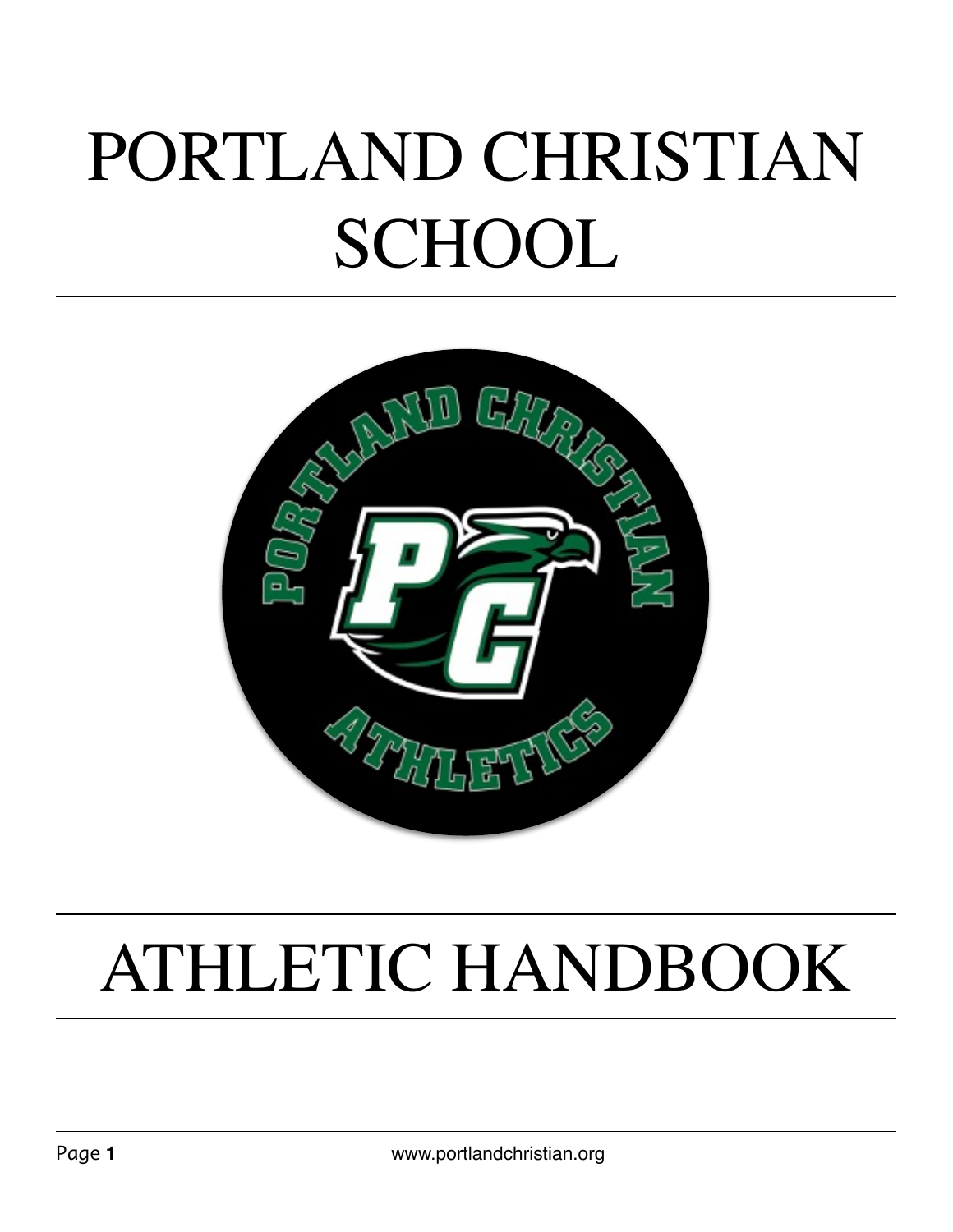# PORTLAND CHRISTIAN SCHOOL

# ATHLETIC HANDBOOK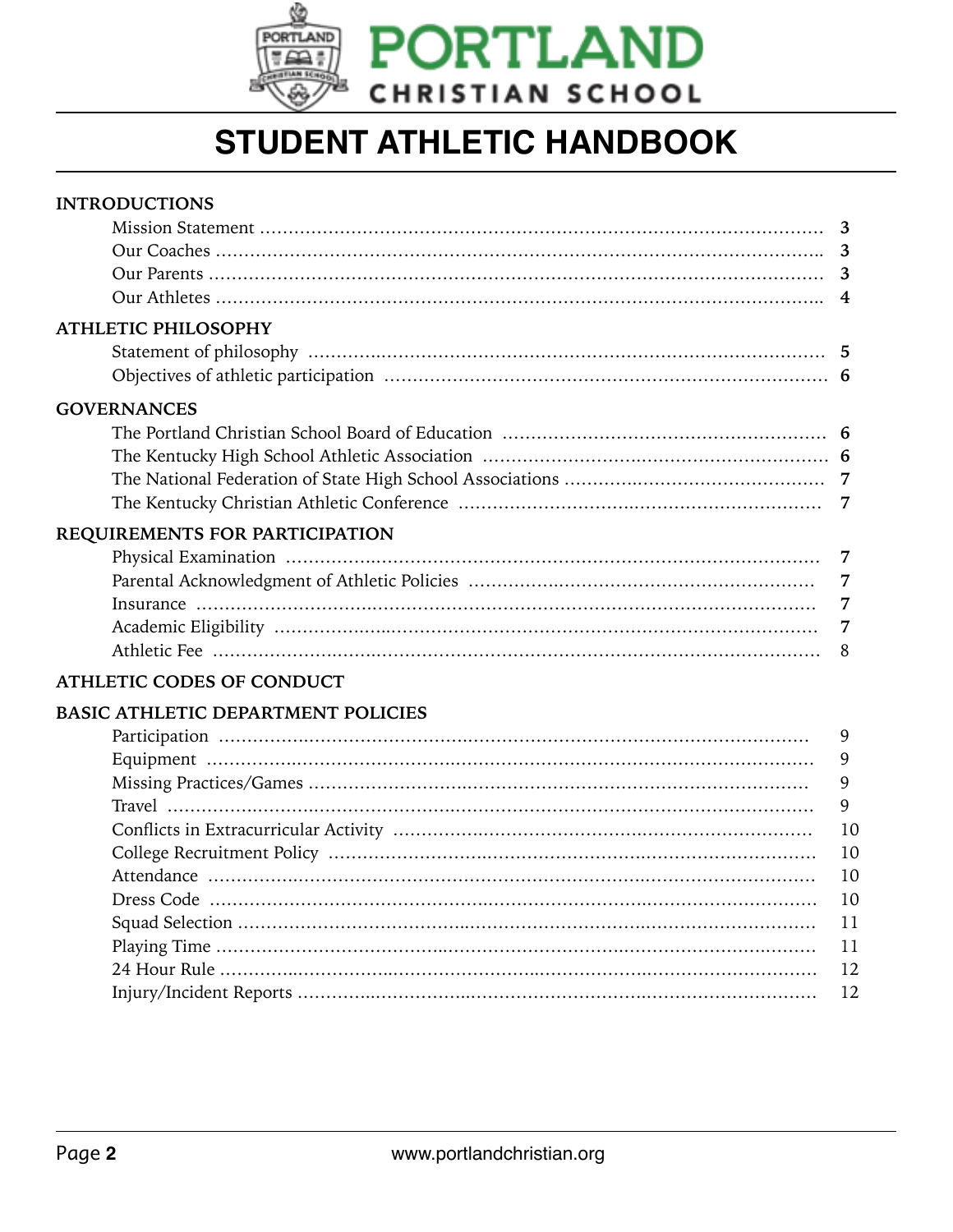# PORTLAND CHRISTIAN SCHOOL

# STUDENT ATHLETIC HANDBOOK

**INTRODUCTIONS**

- Mission Statement ........ 3
- Our Coaches ........ 3
- Our Parents ........ 3
- Our Athletes ........ 4

**ATHLETIC PHILOSOPHY**

- Statement of philosophy ........ 5
- Objectives of athletic participation ........ 6

**GOVERNANCES**

- The Portland Christian School Board of Education ........ 6
- The Kentucky High School Athletic Association ........ 6
- The National Federation of State High School Associations ........ 7
- The Kentucky Christian Athletic Conference ........ 7

**REQUIREMENTS FOR PARTICIPATION**

- Physical Examination ........ 7
- Parental Acknowledgment of Athletic Policies ........ 7
- Insurance ........ 7
- Academic Eligibility ........ 7
- Athletic Fee ........ 8

**ATHLETIC CODES OF CONDUCT**

**BASIC ATHLETIC DEPARTMENT POLICIES**

- Participation ........ 9
- Equipment ........ 9
- Missing Practices/Games ........ 9
- Travel ........ 9
- Conflicts in Extracurricular Activity ........ 10
- College Recruitment Policy ........ 10
- Attendance ........ 10
- Dress Code ........ 10
- Squad Selection ........ 11
- Playing Time ........ 11
- 24 Hour Rule ........ 12
- Injury/Incident Reports ........ 12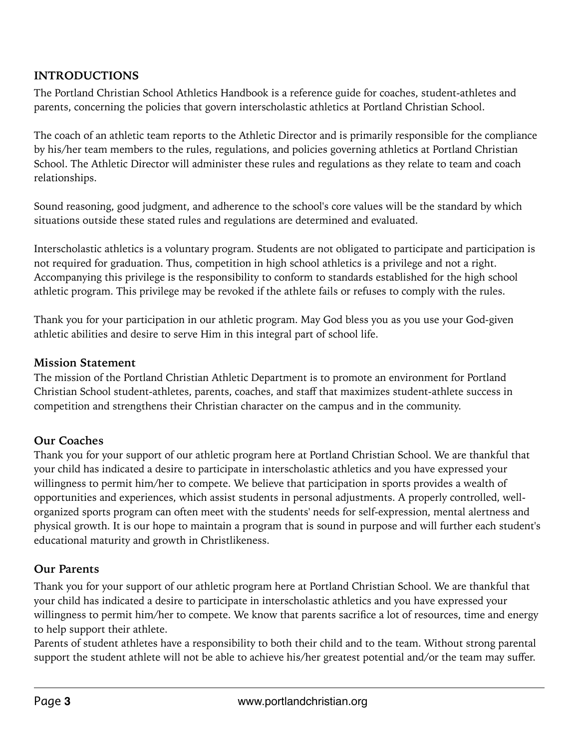## INTRODUCTIONS

The Portland Christian School Athletics Handbook is a reference guide for coaches, student-athletes and parents, concerning the policies that govern interscholastic athletics at Portland Christian School.

The coach of an athletic team reports to the Athletic Director and is primarily responsible for the compliance by his/her team members to the rules, regulations, and policies governing athletics at Portland Christian School. The Athletic Director will administer these rules and regulations as they relate to team and coach relationships.

Sound reasoning, good judgment, and adherence to the school's core values will be the standard by which situations outside these stated rules and regulations are determined and evaluated.

Interscholastic athletics is a voluntary program. Students are not obligated to participate and participation is not required for graduation. Thus, competition in high school athletics is a privilege and not a right. Accompanying this privilege is the responsibility to conform to standards established for the high school athletic program. This privilege may be revoked if the athlete fails or refuses to comply with the rules.

Thank you for your participation in our athletic program. May God bless you as you use your God-given athletic abilities and desire to serve Him in this integral part of school life.

### Mission Statement

The mission of the Portland Christian Athletic Department is to promote an environment for Portland Christian School student-athletes, parents, coaches, and staff that maximizes student-athlete success in competition and strengthens their Christian character on the campus and in the community.

### Our Coaches

Thank you for your support of our athletic program here at Portland Christian School. We are thankful that your child has indicated a desire to participate in interscholastic athletics and you have expressed your willingness to permit him/her to compete. We believe that participation in sports provides a wealth of opportunities and experiences, which assist students in personal adjustments. A properly controlled, well-organized sports program can often meet with the students' needs for self-expression, mental alertness and physical growth. It is our hope to maintain a program that is sound in purpose and will further each student's educational maturity and growth in Christlikeness.

### Our Parents

Thank you for your support of our athletic program here at Portland Christian School. We are thankful that your child has indicated a desire to participate in interscholastic athletics and you have expressed your willingness to permit him/her to compete. We know that parents sacrifice a lot of resources, time and energy to help support their athlete.

Parents of student athletes have a responsibility to both their child and to the team. Without strong parental support the student athlete will not be able to achieve his/her greatest potential and/or the team may suffer.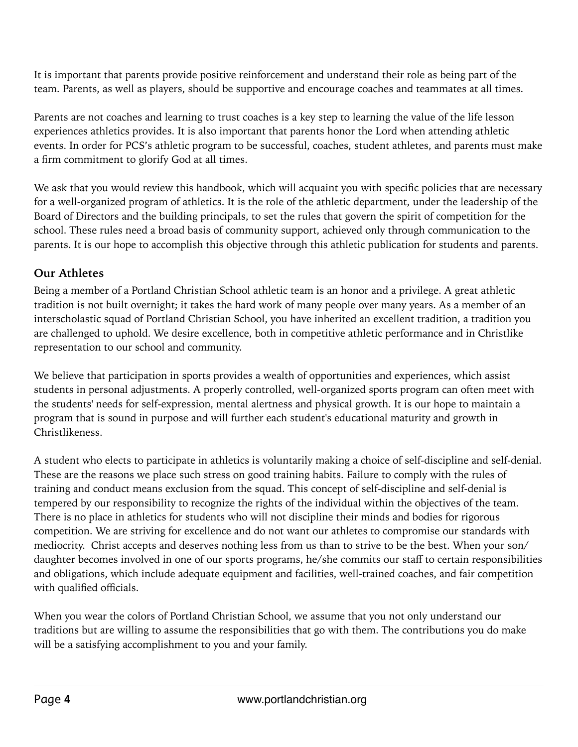It is important that parents provide positive reinforcement and understand their role as being part of the team. Parents, as well as players, should be supportive and encourage coaches and teammates at all times.

Parents are not coaches and learning to trust coaches is a key step to learning the value of the life lesson experiences athletics provides. It is also important that parents honor the Lord when attending athletic events. In order for PCS's athletic program to be successful, coaches, student athletes, and parents must make a firm commitment to glorify God at all times.

We ask that you would review this handbook, which will acquaint you with specific policies that are necessary for a well-organized program of athletics. It is the role of the athletic department, under the leadership of the Board of Directors and the building principals, to set the rules that govern the spirit of competition for the school. These rules need a broad basis of community support, achieved only through communication to the parents. It is our hope to accomplish this objective through this athletic publication for students and parents.

### Our Athletes

Being a member of a Portland Christian School athletic team is an honor and a privilege. A great athletic tradition is not built overnight; it takes the hard work of many people over many years. As a member of an interscholastic squad of Portland Christian School, you have inherited an excellent tradition, a tradition you are challenged to uphold. We desire excellence, both in competitive athletic performance and in Christlike representation to our school and community.

We believe that participation in sports provides a wealth of opportunities and experiences, which assist students in personal adjustments. A properly controlled, well-organized sports program can often meet with the students' needs for self-expression, mental alertness and physical growth. It is our hope to maintain a program that is sound in purpose and will further each student's educational maturity and growth in Christlikeness.

A student who elects to participate in athletics is voluntarily making a choice of self-discipline and self-denial. These are the reasons we place such stress on good training habits. Failure to comply with the rules of training and conduct means exclusion from the squad. This concept of self-discipline and self-denial is tempered by our responsibility to recognize the rights of the individual within the objectives of the team. There is no place in athletics for students who will not discipline their minds and bodies for rigorous competition. We are striving for excellence and do not want our athletes to compromise our standards with mediocrity. Christ accepts and deserves nothing less from us than to strive to be the best. When your son/daughter becomes involved in one of our sports programs, he/she commits our staff to certain responsibilities and obligations, which include adequate equipment and facilities, well-trained coaches, and fair competition with qualified officials.

When you wear the colors of Portland Christian School, we assume that you not only understand our traditions but are willing to assume the responsibilities that go with them. The contributions you do make will be a satisfying accomplishment to you and your family.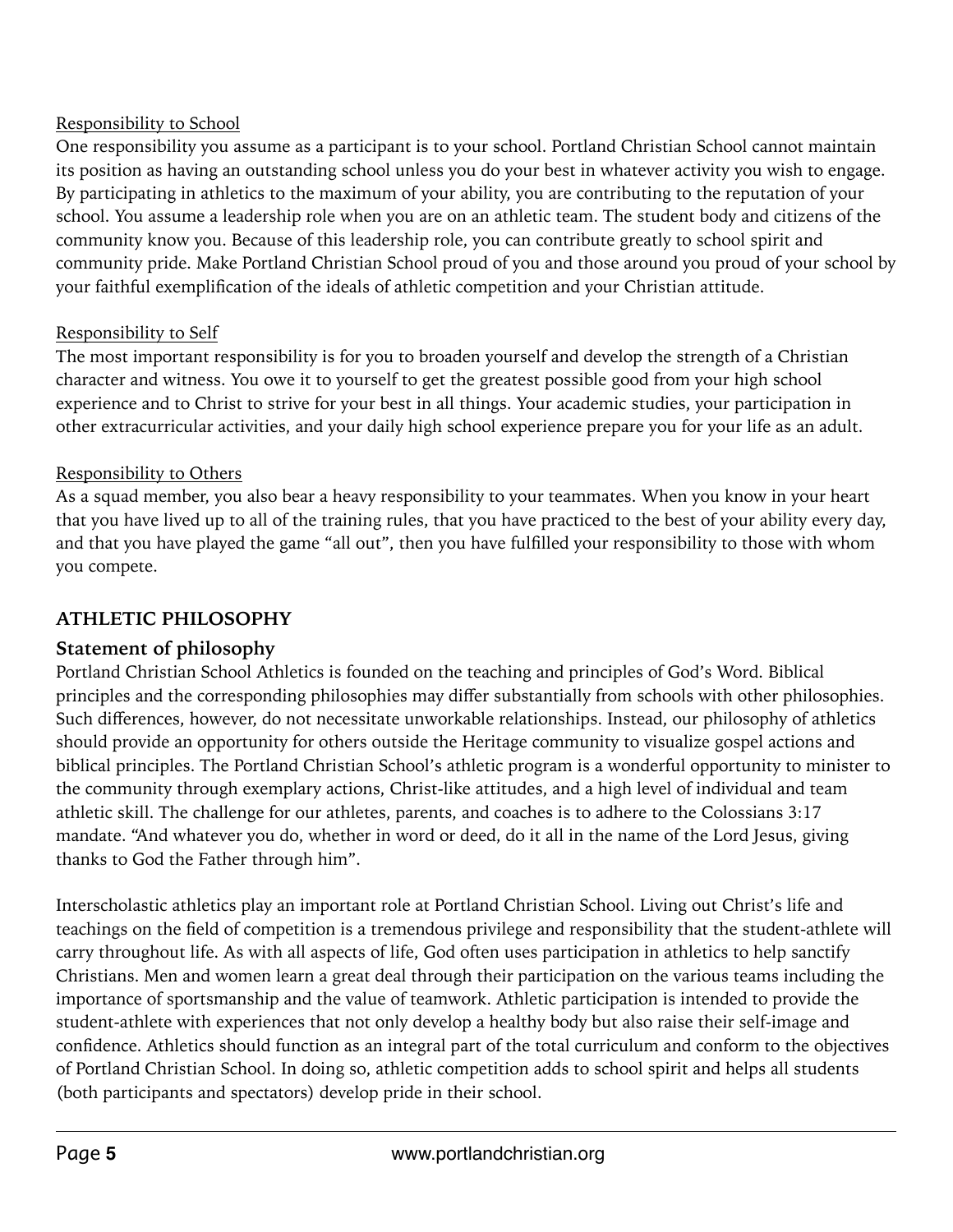Responsibility to School

One responsibility you assume as a participant is to your school. Portland Christian School cannot maintain its position as having an outstanding school unless you do your best in whatever activity you wish to engage. By participating in athletics to the maximum of your ability, you are contributing to the reputation of your school. You assume a leadership role when you are on an athletic team. The student body and citizens of the community know you. Because of this leadership role, you can contribute greatly to school spirit and community pride. Make Portland Christian School proud of you and those around you proud of your school by your faithful exemplification of the ideals of athletic competition and your Christian attitude.

Responsibility to Self

The most important responsibility is for you to broaden yourself and develop the strength of a Christian character and witness. You owe it to yourself to get the greatest possible good from your high school experience and to Christ to strive for your best in all things. Your academic studies, your participation in other extracurricular activities, and your daily high school experience prepare you for your life as an adult.

Responsibility to Others

As a squad member, you also bear a heavy responsibility to your teammates. When you know in your heart that you have lived up to all of the training rules, that you have practiced to the best of your ability every day, and that you have played the game "all out", then you have fulfilled your responsibility to those with whom you compete.

## ATHLETIC PHILOSOPHY

### Statement of philosophy

Portland Christian School Athletics is founded on the teaching and principles of God's Word. Biblical principles and the corresponding philosophies may differ substantially from schools with other philosophies. Such differences, however, do not necessitate unworkable relationships. Instead, our philosophy of athletics should provide an opportunity for others outside the Heritage community to visualize gospel actions and biblical principles. The Portland Christian School's athletic program is a wonderful opportunity to minister to the community through exemplary actions, Christ-like attitudes, and a high level of individual and team athletic skill. The challenge for our athletes, parents, and coaches is to adhere to the Colossians 3:17 mandate. "And whatever you do, whether in word or deed, do it all in the name of the Lord Jesus, giving thanks to God the Father through him".

Interscholastic athletics play an important role at Portland Christian School. Living out Christ's life and teachings on the field of competition is a tremendous privilege and responsibility that the student-athlete will carry throughout life. As with all aspects of life, God often uses participation in athletics to help sanctify Christians. Men and women learn a great deal through their participation on the various teams including the importance of sportsmanship and the value of teamwork. Athletic participation is intended to provide the student-athlete with experiences that not only develop a healthy body but also raise their self-image and confidence. Athletics should function as an integral part of the total curriculum and conform to the objectives of Portland Christian School. In doing so, athletic competition adds to school spirit and helps all students (both participants and spectators) develop pride in their school.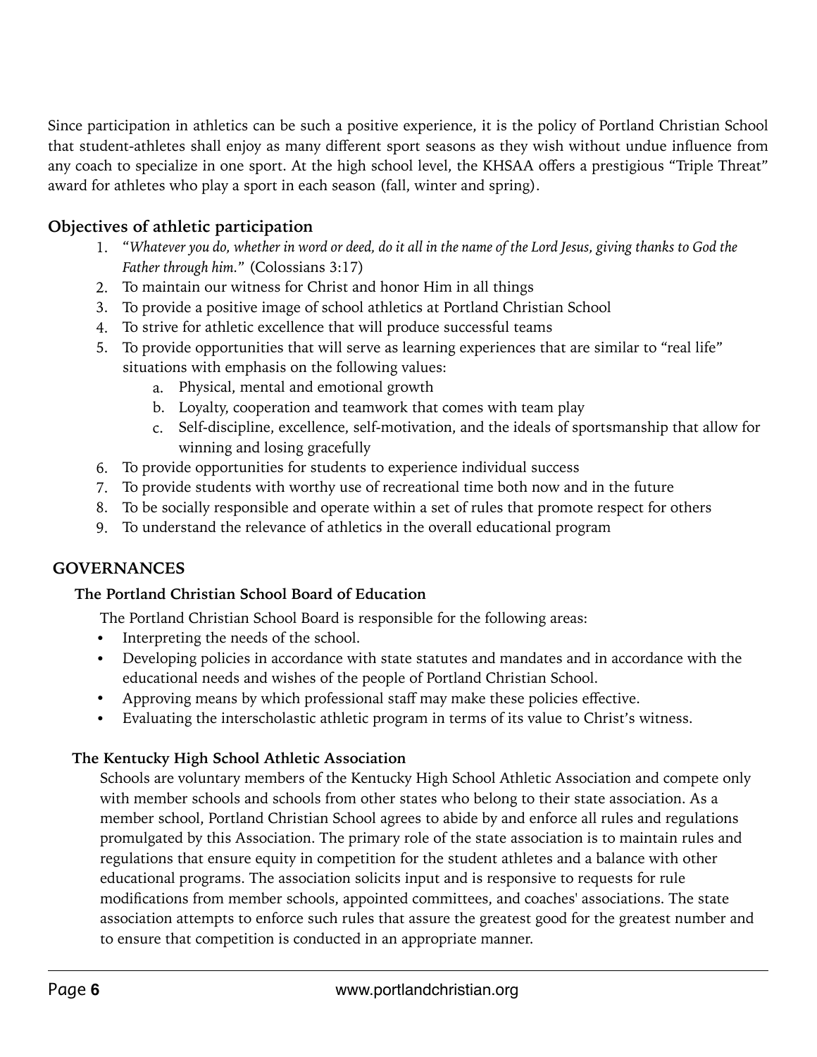Since participation in athletics can be such a positive experience, it is the policy of Portland Christian School that student-athletes shall enjoy as many different sport seasons as they wish without undue influence from any coach to specialize in one sport. At the high school level, the KHSAA offers a prestigious "Triple Threat" award for athletes who play a sport in each season (fall, winter and spring).

### Objectives of athletic participation

1. "*Whatever you do, whether in word or deed, do it all in the name of the Lord Jesus, giving thanks to God the Father through him.*" (Colossians 3:17)
2. To maintain our witness for Christ and honor Him in all things
3. To provide a positive image of school athletics at Portland Christian School
4. To strive for athletic excellence that will produce successful teams
5. To provide opportunities that will serve as learning experiences that are similar to "real life" situations with emphasis on the following values:
    a. Physical, mental and emotional growth
    b. Loyalty, cooperation and teamwork that comes with team play
    c. Self-discipline, excellence, self-motivation, and the ideals of sportsmanship that allow for winning and losing gracefully
6. To provide opportunities for students to experience individual success
7. To provide students with worthy use of recreational time both now and in the future
8. To be socially responsible and operate within a set of rules that promote respect for others
9. To understand the relevance of athletics in the overall educational program

## GOVERNANCES

### The Portland Christian School Board of Education

The Portland Christian School Board is responsible for the following areas:

- Interpreting the needs of the school.
- Developing policies in accordance with state statutes and mandates and in accordance with the educational needs and wishes of the people of Portland Christian School.
- Approving means by which professional staff may make these policies effective.
- Evaluating the interscholastic athletic program in terms of its value to Christ's witness.

### The Kentucky High School Athletic Association

Schools are voluntary members of the Kentucky High School Athletic Association and compete only with member schools and schools from other states who belong to their state association. As a member school, Portland Christian School agrees to abide by and enforce all rules and regulations promulgated by this Association. The primary role of the state association is to maintain rules and regulations that ensure equity in competition for the student athletes and a balance with other educational programs. The association solicits input and is responsive to requests for rule modifications from member schools, appointed committees, and coaches' associations. The state association attempts to enforce such rules that assure the greatest good for the greatest number and to ensure that competition is conducted in an appropriate manner.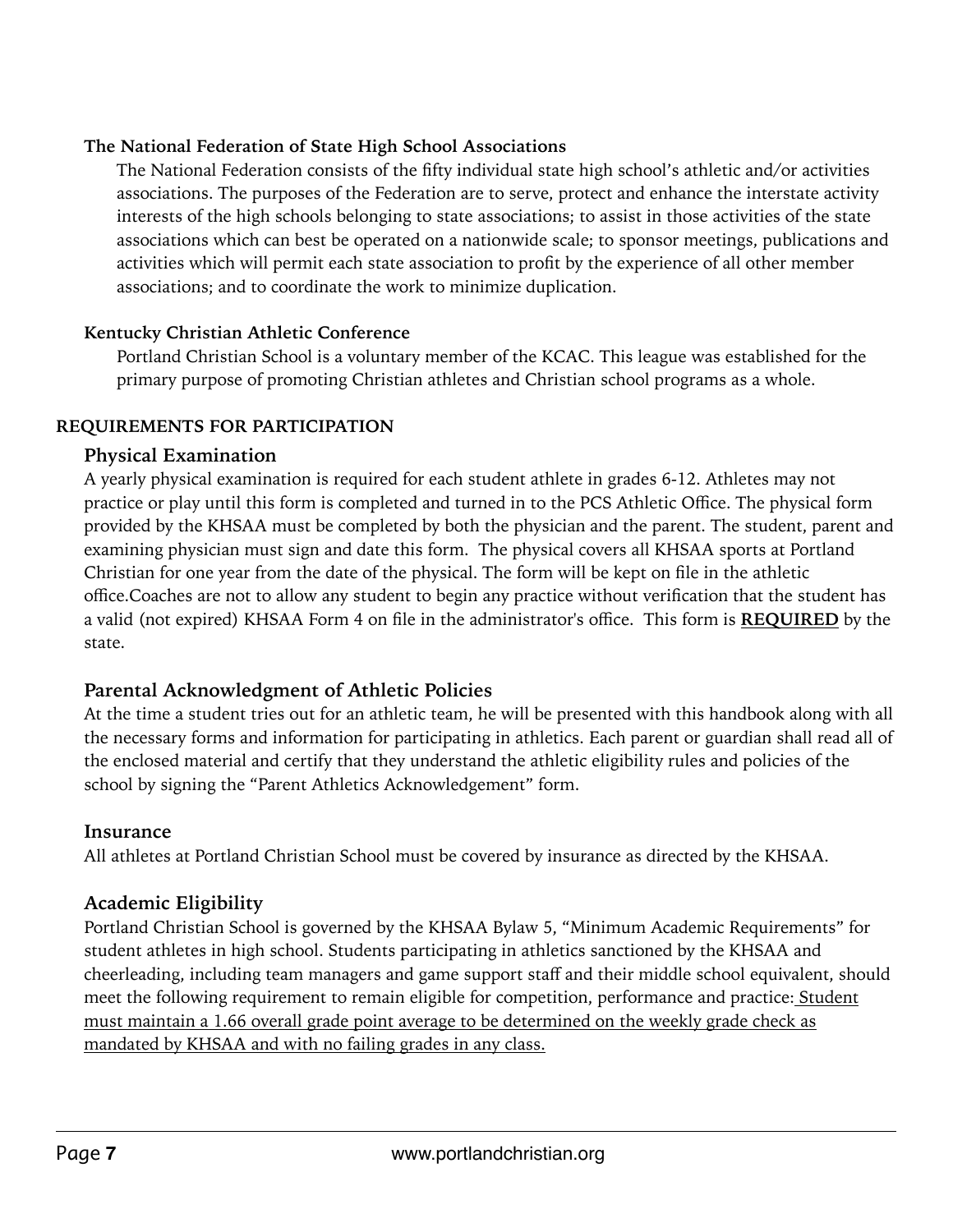### The National Federation of State High School Associations

The National Federation consists of the fifty individual state high school's athletic and/or activities associations. The purposes of the Federation are to serve, protect and enhance the interstate activity interests of the high schools belonging to state associations; to assist in those activities of the state associations which can best be operated on a nationwide scale; to sponsor meetings, publications and activities which will permit each state association to profit by the experience of all other member associations; and to coordinate the work to minimize duplication.

### Kentucky Christian Athletic Conference

Portland Christian School is a voluntary member of the KCAC. This league was established for the primary purpose of promoting Christian athletes and Christian school programs as a whole.

## REQUIREMENTS FOR PARTICIPATION

### Physical Examination

A yearly physical examination is required for each student athlete in grades 6-12. Athletes may not practice or play until this form is completed and turned in to the PCS Athletic Office. The physical form provided by the KHSAA must be completed by both the physician and the parent. The student, parent and examining physician must sign and date this form. The physical covers all KHSAA sports at Portland Christian for one year from the date of the physical. The form will be kept on file in the athletic office.Coaches are not to allow any student to begin any practice without verification that the student has a valid (not expired) KHSAA Form 4 on file in the administrator's office. This form is <u>**REQUIRED**</u> by the state.

### Parental Acknowledgment of Athletic Policies

At the time a student tries out for an athletic team, he will be presented with this handbook along with all the necessary forms and information for participating in athletics. Each parent or guardian shall read all of the enclosed material and certify that they understand the athletic eligibility rules and policies of the school by signing the "Parent Athletics Acknowledgement" form.

### Insurance

All athletes at Portland Christian School must be covered by insurance as directed by the KHSAA.

### Academic Eligibility

Portland Christian School is governed by the KHSAA Bylaw 5, "Minimum Academic Requirements" for student athletes in high school. Students participating in athletics sanctioned by the KHSAA and cheerleading, including team managers and game support staff and their middle school equivalent, should meet the following requirement to remain eligible for competition, performance and practice: <u>Student must maintain a 1.66 overall grade point average to be determined on the weekly grade check as mandated by KHSAA and with no failing grades in any class.</u>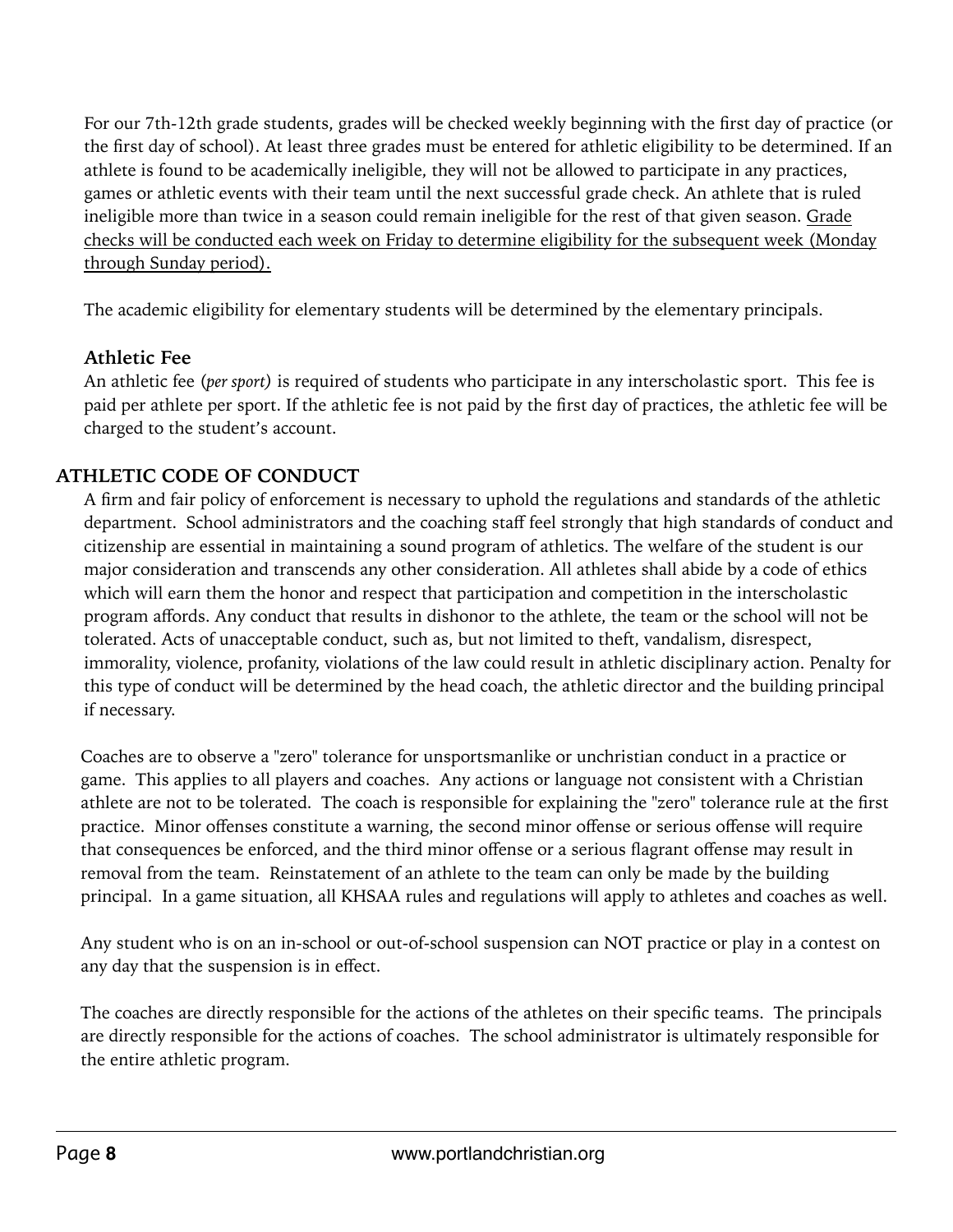For our 7th-12th grade students, grades will be checked weekly beginning with the first day of practice (or the first day of school). At least three grades must be entered for athletic eligibility to be determined. If an athlete is found to be academically ineligible, they will not be allowed to participate in any practices, games or athletic events with their team until the next successful grade check. An athlete that is ruled ineligible more than twice in a season could remain ineligible for the rest of that given season. <u>Grade checks will be conducted each week on Friday to determine eligibility for the subsequent week (Monday through Sunday period).</u>

The academic eligibility for elementary students will be determined by the elementary principals.

### Athletic Fee

An athletic fee (*per sport*) is required of students who participate in any interscholastic sport. This fee is paid per athlete per sport. If the athletic fee is not paid by the first day of practices, the athletic fee will be charged to the student's account.

## ATHLETIC CODE OF CONDUCT

A firm and fair policy of enforcement is necessary to uphold the regulations and standards of the athletic department. School administrators and the coaching staff feel strongly that high standards of conduct and citizenship are essential in maintaining a sound program of athletics. The welfare of the student is our major consideration and transcends any other consideration. All athletes shall abide by a code of ethics which will earn them the honor and respect that participation and competition in the interscholastic program affords. Any conduct that results in dishonor to the athlete, the team or the school will not be tolerated. Acts of unacceptable conduct, such as, but not limited to theft, vandalism, disrespect, immorality, violence, profanity, violations of the law could result in athletic disciplinary action. Penalty for this type of conduct will be determined by the head coach, the athletic director and the building principal if necessary.

Coaches are to observe a "zero" tolerance for unsportsmanlike or unchristian conduct in a practice or game. This applies to all players and coaches. Any actions or language not consistent with a Christian athlete are not to be tolerated. The coach is responsible for explaining the "zero" tolerance rule at the first practice. Minor offenses constitute a warning, the second minor offense or serious offense will require that consequences be enforced, and the third minor offense or a serious flagrant offense may result in removal from the team. Reinstatement of an athlete to the team can only be made by the building principal. In a game situation, all KHSAA rules and regulations will apply to athletes and coaches as well.

Any student who is on an in-school or out-of-school suspension can NOT practice or play in a contest on any day that the suspension is in effect.

The coaches are directly responsible for the actions of the athletes on their specific teams. The principals are directly responsible for the actions of coaches. The school administrator is ultimately responsible for the entire athletic program.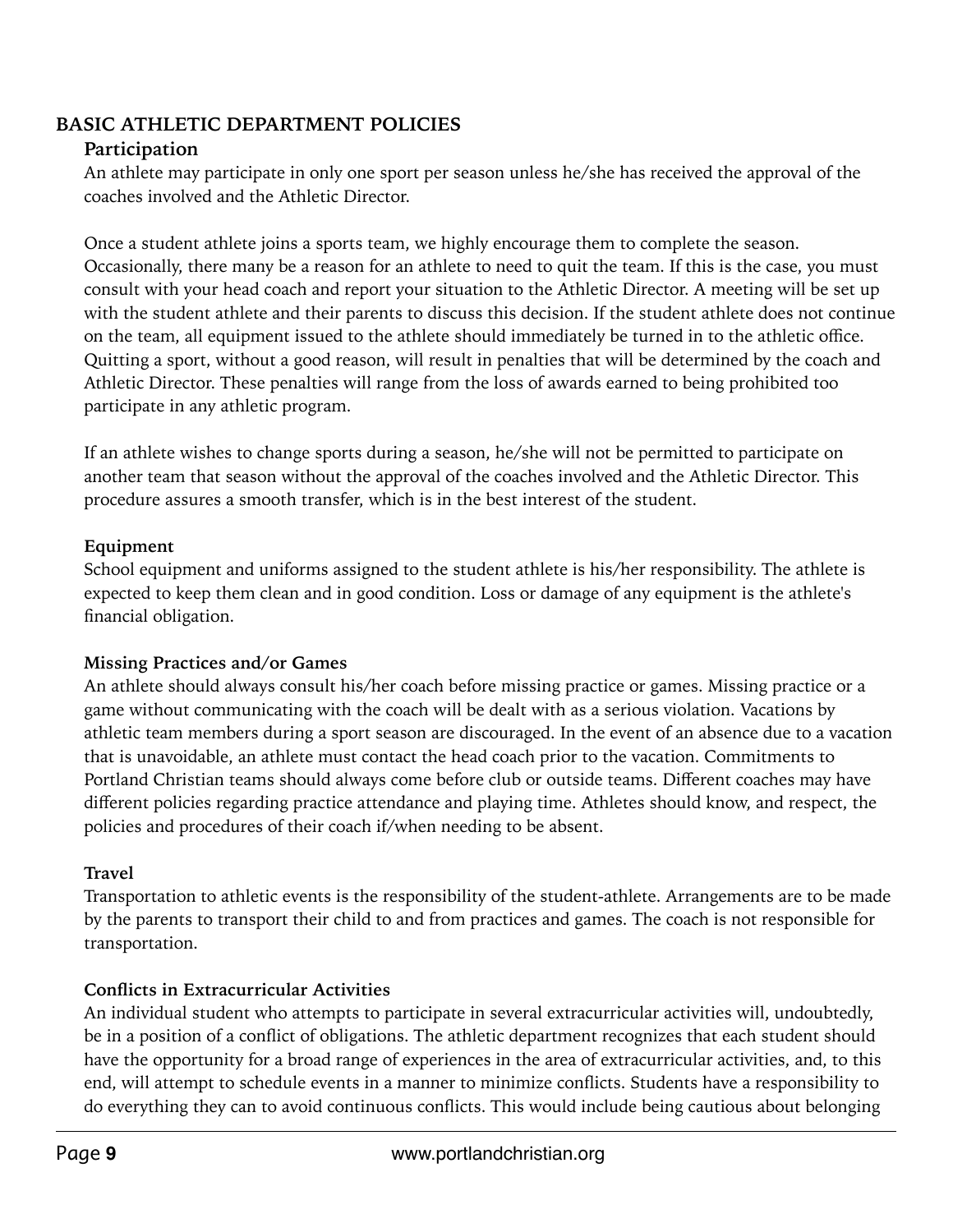## BASIC ATHLETIC DEPARTMENT POLICIES

### Participation

An athlete may participate in only one sport per season unless he/she has received the approval of the coaches involved and the Athletic Director.

Once a student athlete joins a sports team, we highly encourage them to complete the season. Occasionally, there many be a reason for an athlete to need to quit the team. If this is the case, you must consult with your head coach and report your situation to the Athletic Director. A meeting will be set up with the student athlete and their parents to discuss this decision. If the student athlete does not continue on the team, all equipment issued to the athlete should immediately be turned in to the athletic office. Quitting a sport, without a good reason, will result in penalties that will be determined by the coach and Athletic Director. These penalties will range from the loss of awards earned to being prohibited too participate in any athletic program.

If an athlete wishes to change sports during a season, he/she will not be permitted to participate on another team that season without the approval of the coaches involved and the Athletic Director. This procedure assures a smooth transfer, which is in the best interest of the student.

### Equipment

School equipment and uniforms assigned to the student athlete is his/her responsibility. The athlete is expected to keep them clean and in good condition. Loss or damage of any equipment is the athlete's financial obligation.

### Missing Practices and/or Games

An athlete should always consult his/her coach before missing practice or games. Missing practice or a game without communicating with the coach will be dealt with as a serious violation. Vacations by athletic team members during a sport season are discouraged. In the event of an absence due to a vacation that is unavoidable, an athlete must contact the head coach prior to the vacation. Commitments to Portland Christian teams should always come before club or outside teams. Different coaches may have different policies regarding practice attendance and playing time. Athletes should know, and respect, the policies and procedures of their coach if/when needing to be absent.

### Travel

Transportation to athletic events is the responsibility of the student-athlete. Arrangements are to be made by the parents to transport their child to and from practices and games. The coach is not responsible for transportation.

### Conflicts in Extracurricular Activities

An individual student who attempts to participate in several extracurricular activities will, undoubtedly, be in a position of a conflict of obligations. The athletic department recognizes that each student should have the opportunity for a broad range of experiences in the area of extracurricular activities, and, to this end, will attempt to schedule events in a manner to minimize conflicts. Students have a responsibility to do everything they can to avoid continuous conflicts. This would include being cautious about belonging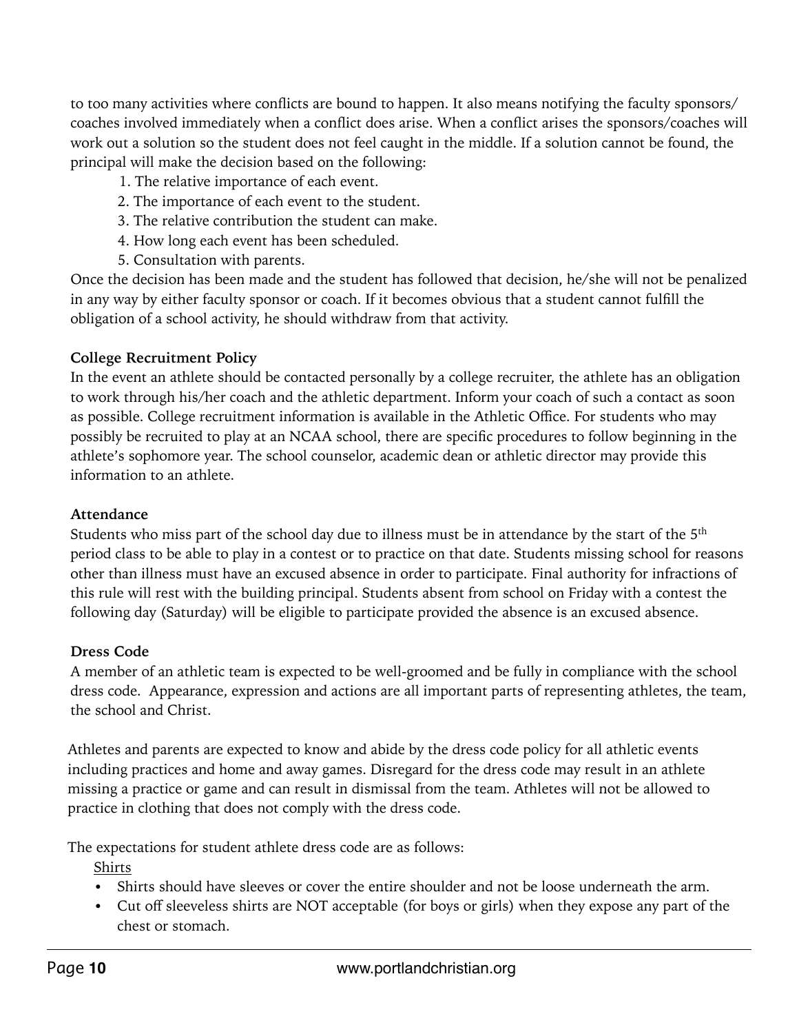to too many activities where conflicts are bound to happen. It also means notifying the faculty sponsors/coaches involved immediately when a conflict does arise. When a conflict arises the sponsors/coaches will work out a solution so the student does not feel caught in the middle. If a solution cannot be found, the principal will make the decision based on the following:

1. The relative importance of each event.
2. The importance of each event to the student.
3. The relative contribution the student can make.
4. How long each event has been scheduled.
5. Consultation with parents.

Once the decision has been made and the student has followed that decision, he/she will not be penalized in any way by either faculty sponsor or coach. If it becomes obvious that a student cannot fulfill the obligation of a school activity, he should withdraw from that activity.

**College Recruitment Policy**

In the event an athlete should be contacted personally by a college recruiter, the athlete has an obligation to work through his/her coach and the athletic department. Inform your coach of such a contact as soon as possible. College recruitment information is available in the Athletic Office. For students who may possibly be recruited to play at an NCAA school, there are specific procedures to follow beginning in the athlete's sophomore year. The school counselor, academic dean or athletic director may provide this information to an athlete.

**Attendance**

Students who miss part of the school day due to illness must be in attendance by the start of the 5th period class to be able to play in a contest or to practice on that date. Students missing school for reasons other than illness must have an excused absence in order to participate. Final authority for infractions of this rule will rest with the building principal. Students absent from school on Friday with a contest the following day (Saturday) will be eligible to participate provided the absence is an excused absence.

**Dress Code**

A member of an athletic team is expected to be well-groomed and be fully in compliance with the school dress code. Appearance, expression and actions are all important parts of representing athletes, the team, the school and Christ.

Athletes and parents are expected to know and abide by the dress code policy for all athletic events including practices and home and away games. Disregard for the dress code may result in an athlete missing a practice or game and can result in dismissal from the team. Athletes will not be allowed to practice in clothing that does not comply with the dress code.

The expectations for student athlete dress code are as follows:

<u>Shirts</u>

- Shirts should have sleeves or cover the entire shoulder and not be loose underneath the arm.
- Cut off sleeveless shirts are NOT acceptable (for boys or girls) when they expose any part of the chest or stomach.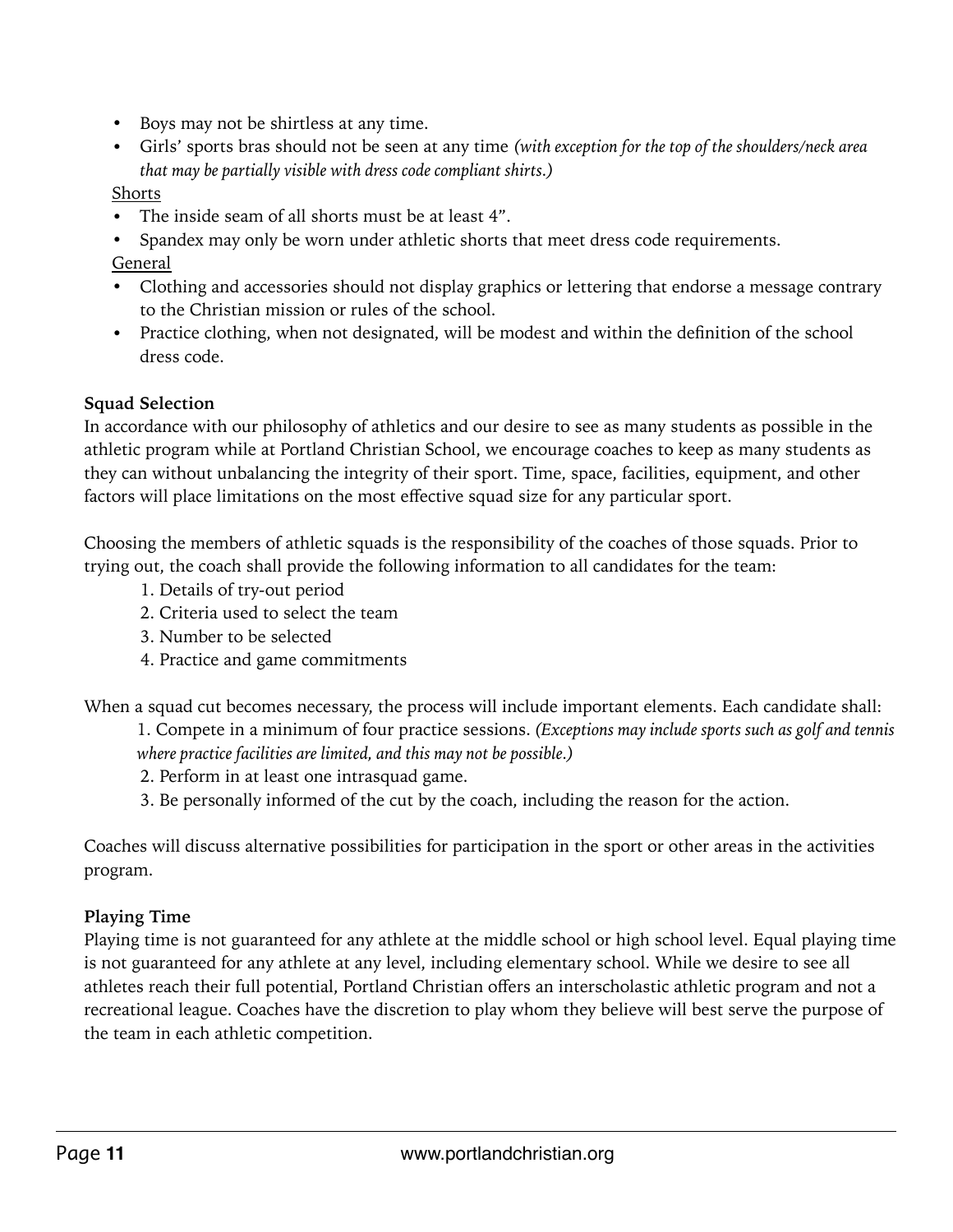- Boys may not be shirtless at any time.
- Girls' sports bras should not be seen at any time *(with exception for the top of the shoulders/neck area that may be partially visible with dress code compliant shirts.)*

Shorts

- The inside seam of all shorts must be at least 4".
- Spandex may only be worn under athletic shorts that meet dress code requirements.

General

- Clothing and accessories should not display graphics or lettering that endorse a message contrary to the Christian mission or rules of the school.
- Practice clothing, when not designated, will be modest and within the definition of the school dress code.

**Squad Selection**

In accordance with our philosophy of athletics and our desire to see as many students as possible in the athletic program while at Portland Christian School, we encourage coaches to keep as many students as they can without unbalancing the integrity of their sport. Time, space, facilities, equipment, and other factors will place limitations on the most effective squad size for any particular sport.

Choosing the members of athletic squads is the responsibility of the coaches of those squads. Prior to trying out, the coach shall provide the following information to all candidates for the team:

1. Details of try-out period
2. Criteria used to select the team
3. Number to be selected
4. Practice and game commitments

When a squad cut becomes necessary, the process will include important elements. Each candidate shall:

1. Compete in a minimum of four practice sessions. *(Exceptions may include sports such as golf and tennis where practice facilities are limited, and this may not be possible.)*
2. Perform in at least one intrasquad game.
3. Be personally informed of the cut by the coach, including the reason for the action.

Coaches will discuss alternative possibilities for participation in the sport or other areas in the activities program.

**Playing Time**

Playing time is not guaranteed for any athlete at the middle school or high school level. Equal playing time is not guaranteed for any athlete at any level, including elementary school. While we desire to see all athletes reach their full potential, Portland Christian offers an interscholastic athletic program and not a recreational league. Coaches have the discretion to play whom they believe will best serve the purpose of the team in each athletic competition.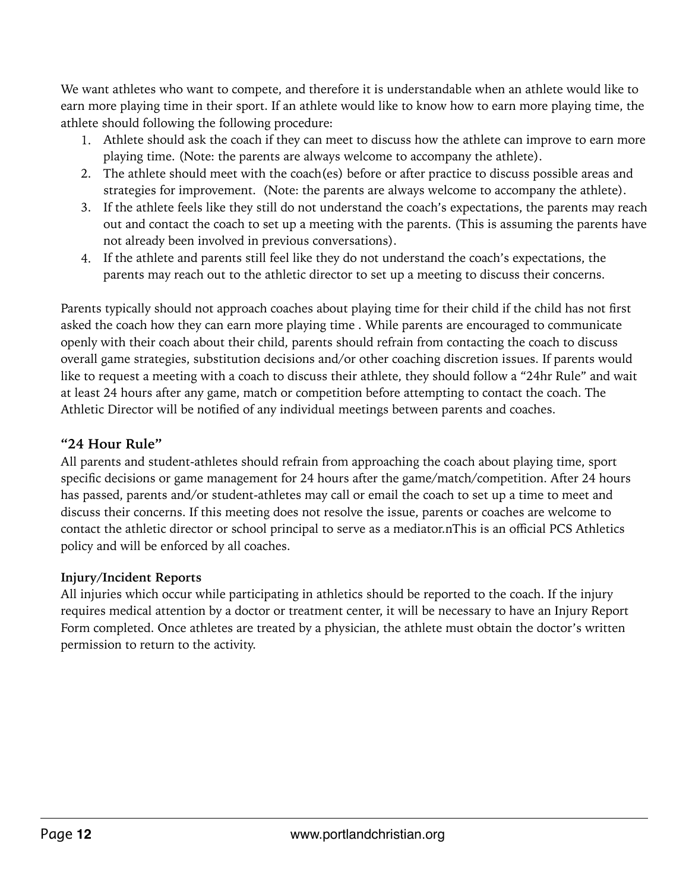We want athletes who want to compete, and therefore it is understandable when an athlete would like to earn more playing time in their sport. If an athlete would like to know how to earn more playing time, the athlete should following the following procedure:

1. Athlete should ask the coach if they can meet to discuss how the athlete can improve to earn more playing time. (Note: the parents are always welcome to accompany the athlete).
2. The athlete should meet with the coach(es) before or after practice to discuss possible areas and strategies for improvement. (Note: the parents are always welcome to accompany the athlete).
3. If the athlete feels like they still do not understand the coach's expectations, the parents may reach out and contact the coach to set up a meeting with the parents. (This is assuming the parents have not already been involved in previous conversations).
4. If the athlete and parents still feel like they do not understand the coach's expectations, the parents may reach out to the athletic director to set up a meeting to discuss their concerns.

Parents typically should not approach coaches about playing time for their child if the child has not first asked the coach how they can earn more playing time . While parents are encouraged to communicate openly with their coach about their child, parents should refrain from contacting the coach to discuss overall game strategies, substitution decisions and/or other coaching discretion issues. If parents would like to request a meeting with a coach to discuss their athlete, they should follow a "24hr Rule" and wait at least 24 hours after any game, match or competition before attempting to contact the coach. The Athletic Director will be notified of any individual meetings between parents and coaches.

### "24 Hour Rule"

All parents and student-athletes should refrain from approaching the coach about playing time, sport specific decisions or game management for 24 hours after the game/match/competition. After 24 hours has passed, parents and/or student-athletes may call or email the coach to set up a time to meet and discuss their concerns. If this meeting does not resolve the issue, parents or coaches are welcome to contact the athletic director or school principal to serve as a mediator.nThis is an official PCS Athletics policy and will be enforced by all coaches.

### Injury/Incident Reports

All injuries which occur while participating in athletics should be reported to the coach. If the injury requires medical attention by a doctor or treatment center, it will be necessary to have an Injury Report Form completed. Once athletes are treated by a physician, the athlete must obtain the doctor's written permission to return to the activity.